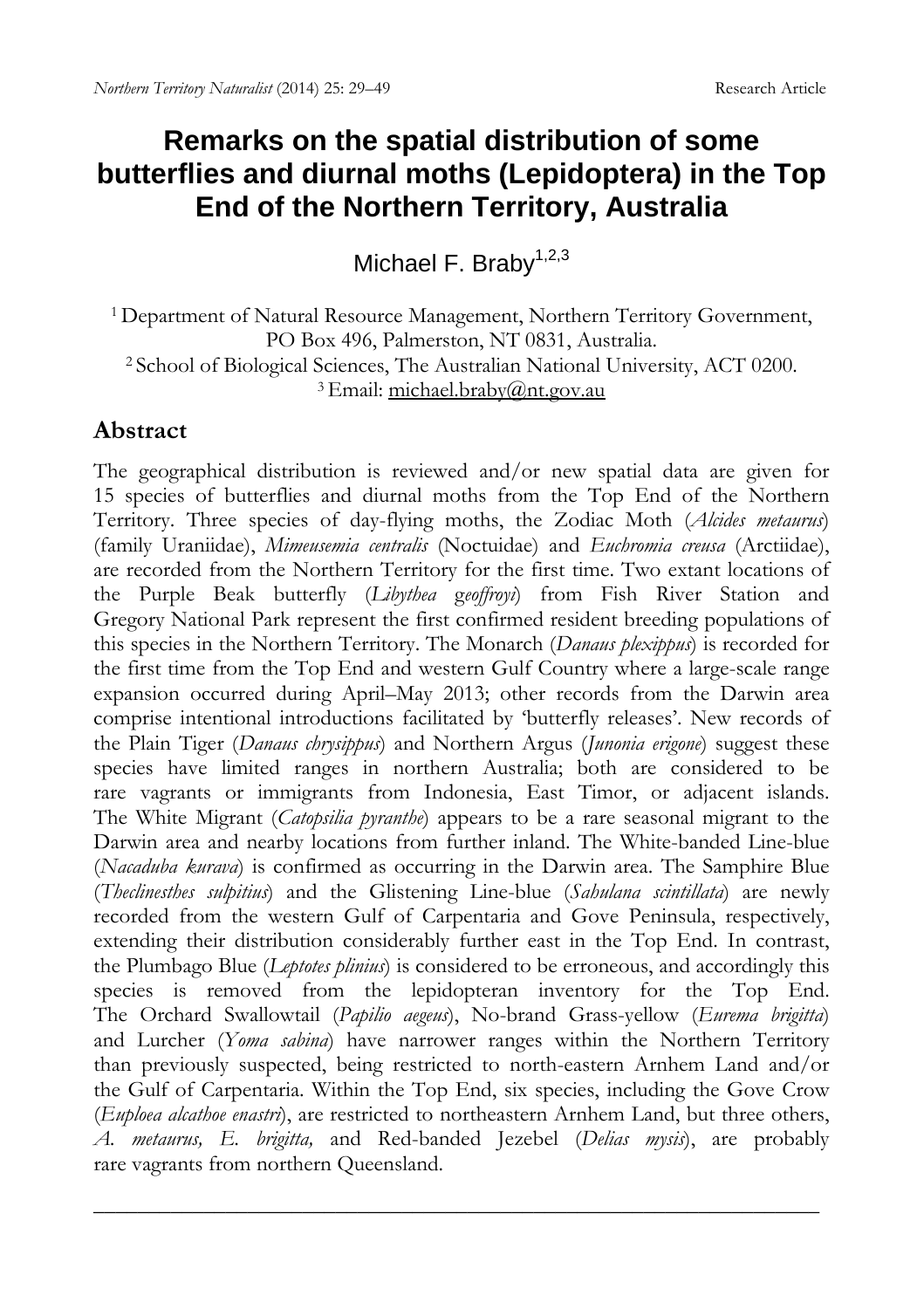# Remarks on the spatial distribution of some butterflies and diurnal moths (Lepidoptera) in the Top End of the Northern Territory, Australia

Michael F. Braby[1,2,3]

[1] Department of Natural Resource Management, Northern Territory Government, PO Box 496, Palmerston, NT 0831, Australia.
[2] School of Biological Sciences, The Australian National University, ACT 0200.
[3] Email: michael.braby@nt.gov.au

## Abstract

The geographical distribution is reviewed and/or new spatial data are given for 15 species of butterflies and diurnal moths from the Top End of the Northern Territory. Three species of day-flying moths, the Zodiac Moth (*Alcides metaurus*) (family Uraniidae), *Mimeusemia centralis* (Noctuidae) and *Euchromia creusa* (Arctiidae), are recorded from the Northern Territory for the first time. Two extant locations of the Purple Beak butterfly (*Libythea geoffroyi*) from Fish River Station and Gregory National Park represent the first confirmed resident breeding populations of this species in the Northern Territory. The Monarch (*Danaus plexippus*) is recorded for the first time from the Top End and western Gulf Country where a large-scale range expansion occurred during April–May 2013; other records from the Darwin area comprise intentional introductions facilitated by 'butterfly releases'. New records of the Plain Tiger (*Danaus chrysippus*) and Northern Argus (*Junonia erigone*) suggest these species have limited ranges in northern Australia; both are considered to be rare vagrants or immigrants from Indonesia, East Timor, or adjacent islands. The White Migrant (*Catopsilia pyranthe*) appears to be a rare seasonal migrant to the Darwin area and nearby locations from further inland. The White-banded Line-blue (*Nacaduba kurava*) is confirmed as occurring in the Darwin area. The Samphire Blue (*Theclinesthes sulpitius*) and the Glistening Line-blue (*Sahulana scintillata*) are newly recorded from the western Gulf of Carpentaria and Gove Peninsula, respectively, extending their distribution considerably further east in the Top End. In contrast, the Plumbago Blue (*Leptotes plinius*) is considered to be erroneous, and accordingly this species is removed from the lepidopteran inventory for the Top End. The Orchard Swallowtail (*Papilio aegeus*), No-brand Grass-yellow (*Eurema brigitta*) and Lurcher (*Yoma sabina*) have narrower ranges within the Northern Territory than previously suspected, being restricted to north-eastern Arnhem Land and/or the Gulf of Carpentaria. Within the Top End, six species, including the Gove Crow (*Euploea alcathoe enastri*), are restricted to northeastern Arnhem Land, but three others, *A. metaurus, E. brigitta,* and Red-banded Jezebel (*Delias mysis*), are probably rare vagrants from northern Queensland.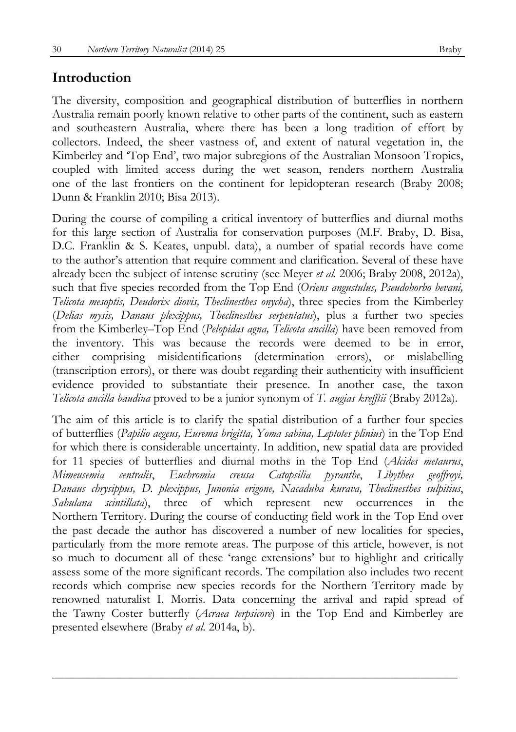## Introduction

The diversity, composition and geographical distribution of butterflies in northern Australia remain poorly known relative to other parts of the continent, such as eastern and southeastern Australia, where there has been a long tradition of effort by collectors. Indeed, the sheer vastness of, and extent of natural vegetation in, the Kimberley and 'Top End', two major subregions of the Australian Monsoon Tropics, coupled with limited access during the wet season, renders northern Australia one of the last frontiers on the continent for lepidopteran research (Braby 2008; Dunn & Franklin 2010; Bisa 2013).

During the course of compiling a critical inventory of butterflies and diurnal moths for this large section of Australia for conservation purposes (M.F. Braby, D. Bisa, D.C. Franklin & S. Keates, unpubl. data), a number of spatial records have come to the author's attention that require comment and clarification. Several of these have already been the subject of intense scrutiny (see Meyer *et al.* 2006; Braby 2008, 2012a), such that five species recorded from the Top End (*Oriens angustulus, Pseudoborbo bevani, Telicota mesoptis, Deudorix diovis, Theclinesthes onycha*), three species from the Kimberley (*Delias mysis, Danaus plexippus, Theclinesthes serpentatus*), plus a further two species from the Kimberley–Top End (*Pelopidas agna, Telicota ancilla*) have been removed from the inventory. This was because the records were deemed to be in error, either comprising misidentifications (determination errors), or mislabelling (transcription errors), or there was doubt regarding their authenticity with insufficient evidence provided to substantiate their presence. In another case, the taxon *Telicota ancilla baudina* proved to be a junior synonym of *T. augias krefftii* (Braby 2012a).

The aim of this article is to clarify the spatial distribution of a further four species of butterflies (*Papilio aegeus, Eurema brigitta, Yoma sabina, Leptotes plinius*) in the Top End for which there is considerable uncertainty. In addition, new spatial data are provided for 11 species of butterflies and diurnal moths in the Top End (*Alcides metaurus*, *Mimeusemia centralis*, *Euchromia creusa Catopsilia pyranthe*, *Libythea geoffroyi, Danaus chrysippus, D. plexippus, Junonia erigone, Nacaduba kurava, Theclinesthes sulpitius*, *Sahulana scintillata*), three of which represent new occurrences in the Northern Territory. During the course of conducting field work in the Top End over the past decade the author has discovered a number of new localities for species, particularly from the more remote areas. The purpose of this article, however, is not so much to document all of these 'range extensions' but to highlight and critically assess some of the more significant records. The compilation also includes two recent records which comprise new species records for the Northern Territory made by renowned naturalist I. Morris. Data concerning the arrival and rapid spread of the Tawny Coster butterfly (*Acraea terpsicore*) in the Top End and Kimberley are presented elsewhere (Braby *et al.* 2014a, b).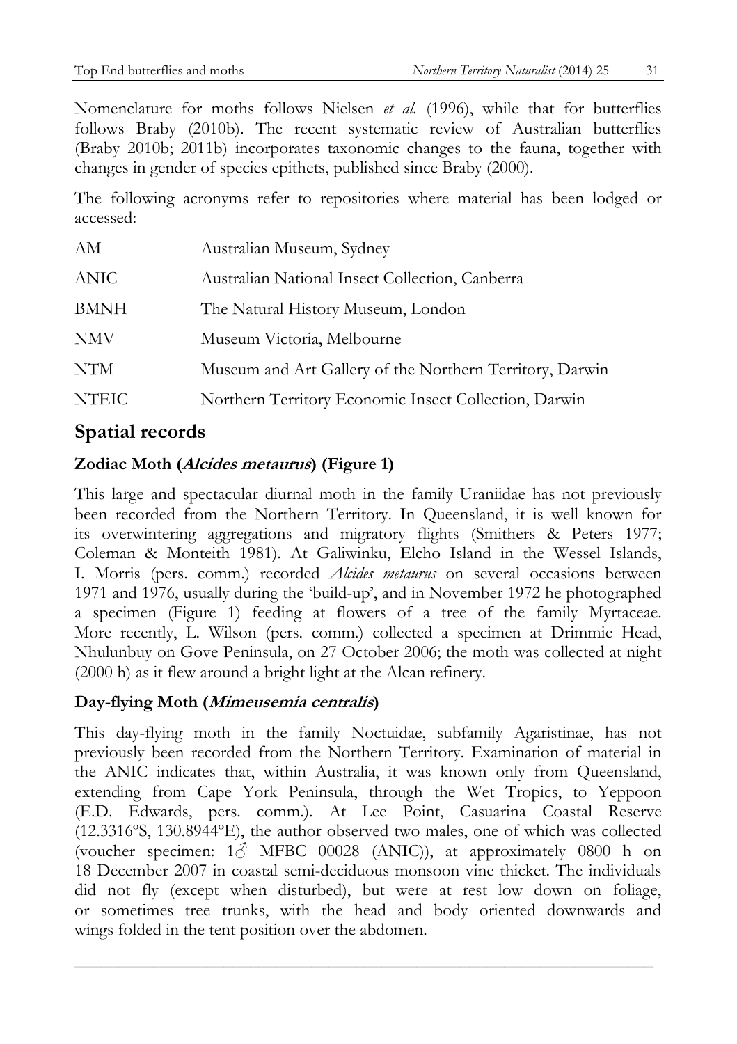Nomenclature for moths follows Nielsen *et al.* (1996), while that for butterflies follows Braby (2010b). The recent systematic review of Australian butterflies (Braby 2010b; 2011b) incorporates taxonomic changes to the fauna, together with changes in gender of species epithets, published since Braby (2000).

The following acronyms refer to repositories where material has been lodged or accessed:

| | |
|---|---|
| AM | Australian Museum, Sydney |
| ANIC | Australian National Insect Collection, Canberra |
| BMNH | The Natural History Museum, London |
| NMV | Museum Victoria, Melbourne |
| NTM | Museum and Art Gallery of the Northern Territory, Darwin |
| NTEIC | Northern Territory Economic Insect Collection, Darwin |

## Spatial records

### Zodiac Moth (*Alcides metaurus*) (Figure 1)

This large and spectacular diurnal moth in the family Uraniidae has not previously been recorded from the Northern Territory. In Queensland, it is well known for its overwintering aggregations and migratory flights (Smithers & Peters 1977; Coleman & Monteith 1981). At Galiwinku, Elcho Island in the Wessel Islands, I. Morris (pers. comm.) recorded *Alcides metaurus* on several occasions between 1971 and 1976, usually during the 'build-up', and in November 1972 he photographed a specimen (Figure 1) feeding at flowers of a tree of the family Myrtaceae. More recently, L. Wilson (pers. comm.) collected a specimen at Drimmie Head, Nhulunbuy on Gove Peninsula, on 27 October 2006; the moth was collected at night (2000 h) as it flew around a bright light at the Alcan refinery.

### Day-flying Moth (*Mimeusemia centralis*)

This day-flying moth in the family Noctuidae, subfamily Agaristinae, has not previously been recorded from the Northern Territory. Examination of material in the ANIC indicates that, within Australia, it was known only from Queensland, extending from Cape York Peninsula, through the Wet Tropics, to Yeppoon (E.D. Edwards, pers. comm.). At Lee Point, Casuarina Coastal Reserve (12.3316ºS, 130.8944ºE), the author observed two males, one of which was collected (voucher specimen: 1♂ MFBC 00028 (ANIC)), at approximately 0800 h on 18 December 2007 in coastal semi-deciduous monsoon vine thicket. The individuals did not fly (except when disturbed), but were at rest low down on foliage, or sometimes tree trunks, with the head and body oriented downwards and wings folded in the tent position over the abdomen.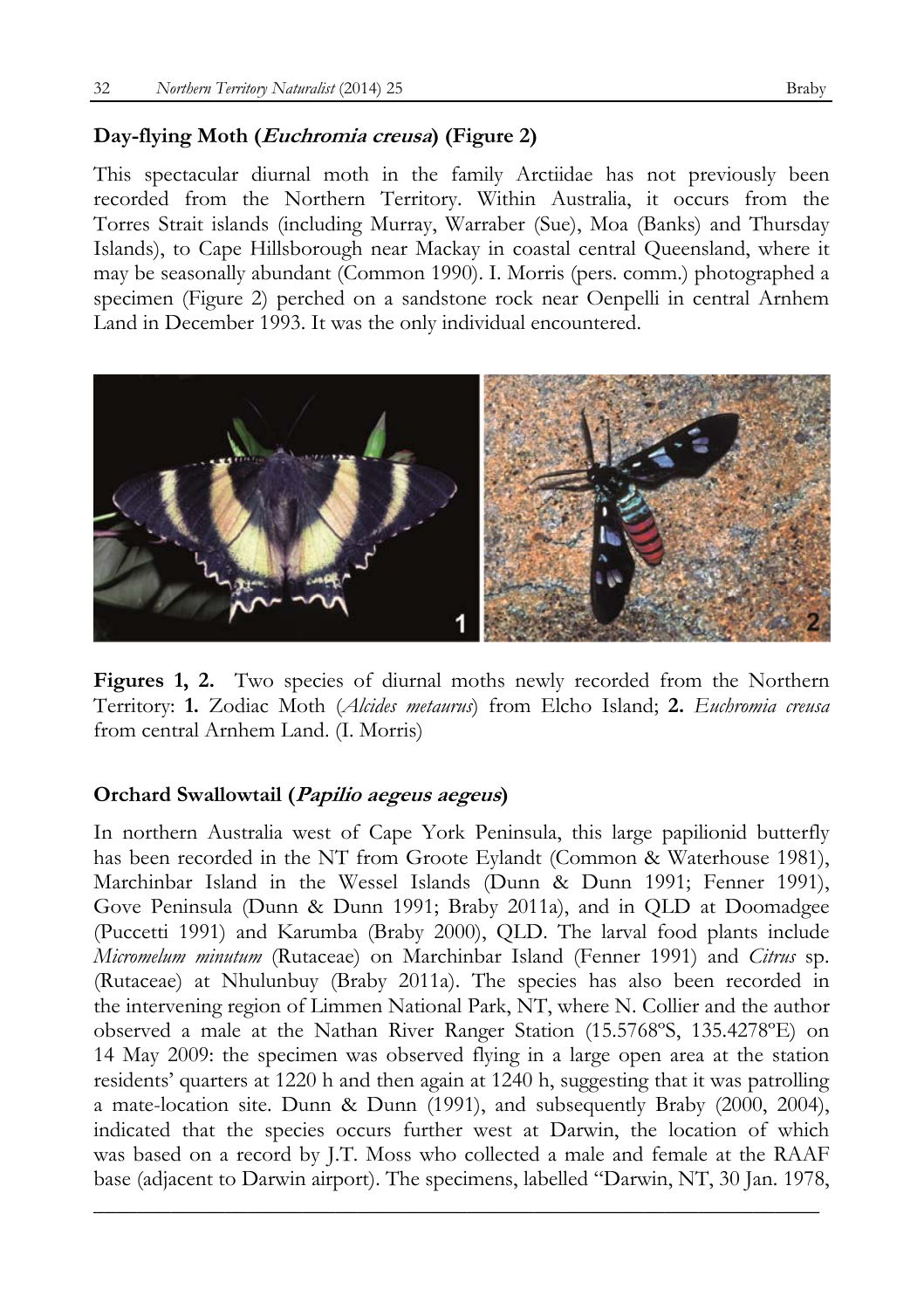### Day-flying Moth (*Euchromia creusa*) (Figure 2)

This spectacular diurnal moth in the family Arctiidae has not previously been recorded from the Northern Territory. Within Australia, it occurs from the Torres Strait islands (including Murray, Warraber (Sue), Moa (Banks) and Thursday Islands), to Cape Hillsborough near Mackay in coastal central Queensland, where it may be seasonally abundant (Common 1990). I. Morris (pers. comm.) photographed a specimen (Figure 2) perched on a sandstone rock near Oenpelli in central Arnhem Land in December 1993. It was the only individual encountered.

**Figures 1, 2.** Two species of diurnal moths newly recorded from the Northern Territory: **1.** Zodiac Moth (*Alcides metaurus*) from Elcho Island; **2.** *Euchromia creusa* from central Arnhem Land. (I. Morris)

### Orchard Swallowtail (*Papilio aegeus aegeus*)

In northern Australia west of Cape York Peninsula, this large papilionid butterfly has been recorded in the NT from Groote Eylandt (Common & Waterhouse 1981), Marchinbar Island in the Wessel Islands (Dunn & Dunn 1991; Fenner 1991), Gove Peninsula (Dunn & Dunn 1991; Braby 2011a), and in QLD at Doomadgee (Puccetti 1991) and Karumba (Braby 2000), QLD. The larval food plants include *Micromelum minutum* (Rutaceae) on Marchinbar Island (Fenner 1991) and *Citrus* sp. (Rutaceae) at Nhulunbuy (Braby 2011a). The species has also been recorded in the intervening region of Limmen National Park, NT, where N. Collier and the author observed a male at the Nathan River Ranger Station (15.5768ºS, 135.4278ºE) on 14 May 2009: the specimen was observed flying in a large open area at the station residents' quarters at 1220 h and then again at 1240 h, suggesting that it was patrolling a mate-location site. Dunn & Dunn (1991), and subsequently Braby (2000, 2004), indicated that the species occurs further west at Darwin, the location of which was based on a record by J.T. Moss who collected a male and female at the RAAF base (adjacent to Darwin airport). The specimens, labelled "Darwin, NT, 30 Jan. 1978,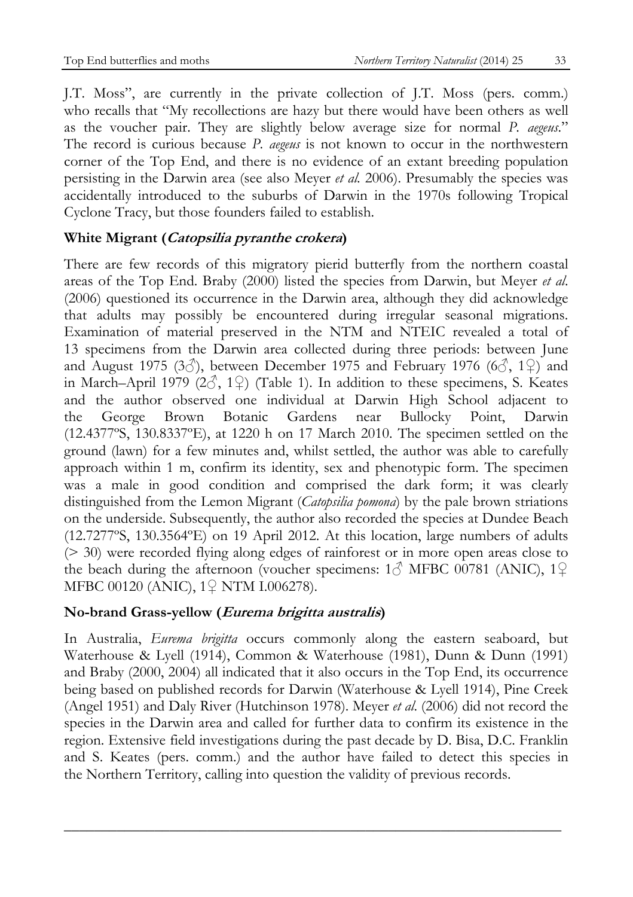J.T. Moss", are currently in the private collection of J.T. Moss (pers. comm.) who recalls that "My recollections are hazy but there would have been others as well as the voucher pair. They are slightly below average size for normal *P. aegeus*." The record is curious because *P. aegeus* is not known to occur in the northwestern corner of the Top End, and there is no evidence of an extant breeding population persisting in the Darwin area (see also Meyer *et al.* 2006). Presumably the species was accidentally introduced to the suburbs of Darwin in the 1970s following Tropical Cyclone Tracy, but those founders failed to establish.

### White Migrant (*Catopsilia pyranthe crokera*)

There are few records of this migratory pierid butterfly from the northern coastal areas of the Top End. Braby (2000) listed the species from Darwin, but Meyer *et al.* (2006) questioned its occurrence in the Darwin area, although they did acknowledge that adults may possibly be encountered during irregular seasonal migrations. Examination of material preserved in the NTM and NTEIC revealed a total of 13 specimens from the Darwin area collected during three periods: between June and August 1975 (3♂), between December 1975 and February 1976 (6♂, 1♀) and in March–April 1979 (2♂, 1♀) (Table 1). In addition to these specimens, S. Keates and the author observed one individual at Darwin High School adjacent to the George Brown Botanic Gardens near Bullocky Point, Darwin (12.4377ºS, 130.8337ºE), at 1220 h on 17 March 2010. The specimen settled on the ground (lawn) for a few minutes and, whilst settled, the author was able to carefully approach within 1 m, confirm its identity, sex and phenotypic form. The specimen was a male in good condition and comprised the dark form; it was clearly distinguished from the Lemon Migrant (*Catopsilia pomona*) by the pale brown striations on the underside. Subsequently, the author also recorded the species at Dundee Beach (12.7277ºS, 130.3564ºE) on 19 April 2012. At this location, large numbers of adults (> 30) were recorded flying along edges of rainforest or in more open areas close to the beach during the afternoon (voucher specimens: 1♂ MFBC 00781 (ANIC), 1♀ MFBC 00120 (ANIC), 1♀ NTM I.006278).

### No-brand Grass-yellow (*Eurema brigitta australis*)

In Australia, *Eurema brigitta* occurs commonly along the eastern seaboard, but Waterhouse & Lyell (1914), Common & Waterhouse (1981), Dunn & Dunn (1991) and Braby (2000, 2004) all indicated that it also occurs in the Top End, its occurrence being based on published records for Darwin (Waterhouse & Lyell 1914), Pine Creek (Angel 1951) and Daly River (Hutchinson 1978). Meyer *et al.* (2006) did not record the species in the Darwin area and called for further data to confirm its existence in the region. Extensive field investigations during the past decade by D. Bisa, D.C. Franklin and S. Keates (pers. comm.) and the author have failed to detect this species in the Northern Territory, calling into question the validity of previous records.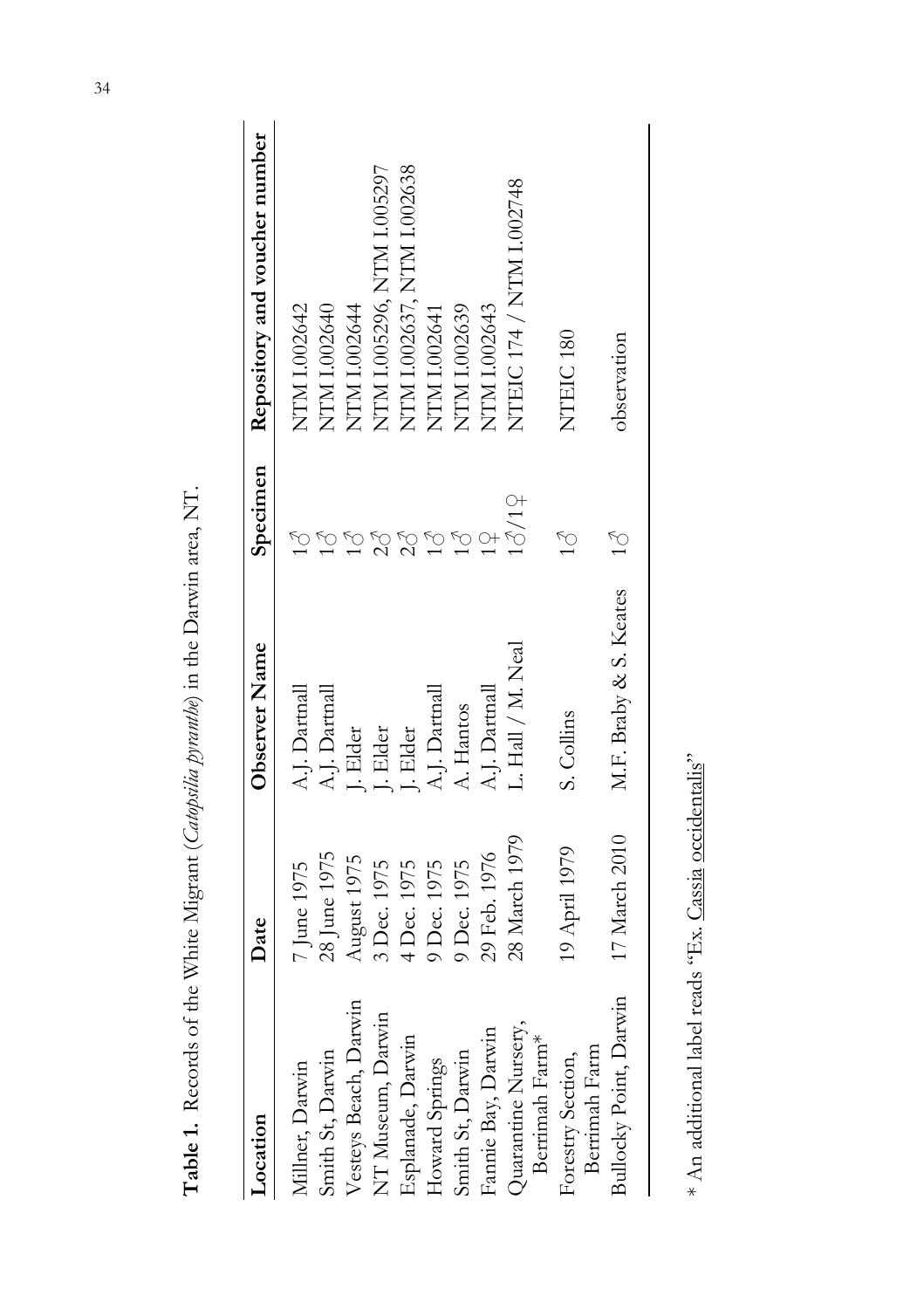**Table 1.** Records of the White Migrant (*Catopsilia pyranthe*) in the Darwin area, NT.

| Location | Date | Observer Name | Specimen | Repository and voucher number |
|---|---|---|---|---|
| Millner, Darwin | 7 June 1975 | A.J. Dartnall | 1♂ | NTM I.002642 |
| Smith St, Darwin | 28 June 1975 | A.J. Dartnall | 1♂ | NTM I.002640 |
| Vesteys Beach, Darwin | August 1975 | J. Elder | 1♂ | NTM I.002644 |
| NT Museum, Darwin | 3 Dec. 1975 | J. Elder | 2♂ | NTM I.005296, NTM I.005297 |
| Esplanade, Darwin | 4 Dec. 1975 | J. Elder | 2♂ | NTM I.002637, NTM I.002638 |
| Howard Springs | 9 Dec. 1975 | A.J. Dartnall | 1♂ | NTM I.002641 |
| Smith St, Darwin | 9 Dec. 1975 | A. Hantos | 1♂ | NTM I.002639 |
| Fannie Bay, Darwin | 29 Feb. 1976 | A.J. Dartnall | 1♀ | NTM I.002643 |
| Quarantine Nursery, Berrimah Farm* | 28 March 1979 | L. Hall / M. Neal | 1♂/1♀ | NTEIC 174 / NTM I.002748 |
| Forestry Section, Berrimah Farm | 19 April 1979 | S. Collins | 1♂ | NTEIC 180 |
| Bullocky Point, Darwin | 17 March 2010 | M.F. Braby & S. Keates | 1♂ | observation |

* An additional label reads "Ex. Cassia occidentalis"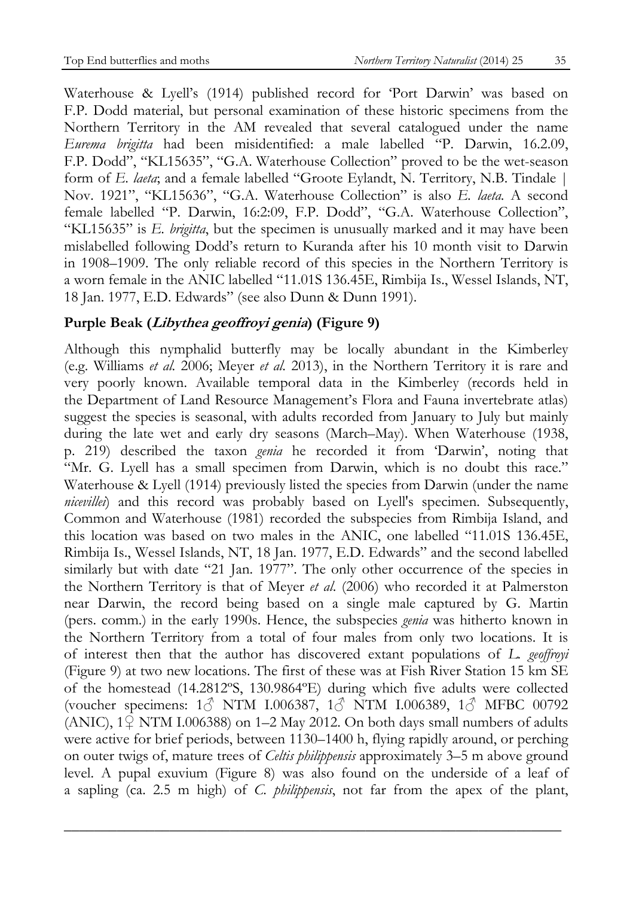Waterhouse & Lyell's (1914) published record for 'Port Darwin' was based on F.P. Dodd material, but personal examination of these historic specimens from the Northern Territory in the AM revealed that several catalogued under the name *Eurema brigitta* had been misidentified: a male labelled "P. Darwin, 16.2.09, F.P. Dodd", "KL15635", "G.A. Waterhouse Collection" proved to be the wet-season form of *E. laeta*; and a female labelled "Groote Eylandt, N. Territory, N.B. Tindale | Nov. 1921", "KL15636", "G.A. Waterhouse Collection" is also *E. laeta*. A second female labelled "P. Darwin, 16:2:09, F.P. Dodd", "G.A. Waterhouse Collection", "KL15635" is *E. brigitta*, but the specimen is unusually marked and it may have been mislabelled following Dodd's return to Kuranda after his 10 month visit to Darwin in 1908–1909. The only reliable record of this species in the Northern Territory is a worn female in the ANIC labelled "11.01S 136.45E, Rimbija Is., Wessel Islands, NT, 18 Jan. 1977, E.D. Edwards" (see also Dunn & Dunn 1991).

**Purple Beak (*Libythea geoffroyi genia*) (Figure 9)**

Although this nymphalid butterfly may be locally abundant in the Kimberley (e.g. Williams *et al.* 2006; Meyer *et al.* 2013), in the Northern Territory it is rare and very poorly known. Available temporal data in the Kimberley (records held in the Department of Land Resource Management's Flora and Fauna invertebrate atlas) suggest the species is seasonal, with adults recorded from January to July but mainly during the late wet and early dry seasons (March–May). When Waterhouse (1938, p. 219) described the taxon *genia* he recorded it from 'Darwin', noting that "Mr. G. Lyell has a small specimen from Darwin, which is no doubt this race." Waterhouse & Lyell (1914) previously listed the species from Darwin (under the name *nicevillei*) and this record was probably based on Lyell's specimen. Subsequently, Common and Waterhouse (1981) recorded the subspecies from Rimbija Island, and this location was based on two males in the ANIC, one labelled "11.01S 136.45E, Rimbija Is., Wessel Islands, NT, 18 Jan. 1977, E.D. Edwards" and the second labelled similarly but with date "21 Jan. 1977". The only other occurrence of the species in the Northern Territory is that of Meyer *et al.* (2006) who recorded it at Palmerston near Darwin, the record being based on a single male captured by G. Martin (pers. comm.) in the early 1990s. Hence, the subspecies *genia* was hitherto known in the Northern Territory from a total of four males from only two locations. It is of interest then that the author has discovered extant populations of *L. geoffroyi* (Figure 9) at two new locations. The first of these was at Fish River Station 15 km SE of the homestead (14.2812ºS, 130.9864ºE) during which five adults were collected (voucher specimens: 1♂ NTM I.006387, 1♂ NTM I.006389, 1♂ MFBC 00792 (ANIC), 1♀ NTM I.006388) on 1–2 May 2012. On both days small numbers of adults were active for brief periods, between 1130–1400 h, flying rapidly around, or perching on outer twigs of, mature trees of *Celtis philippensis* approximately 3–5 m above ground level. A pupal exuvium (Figure 8) was also found on the underside of a leaf of a sapling (ca. 2.5 m high) of *C. philippensis*, not far from the apex of the plant,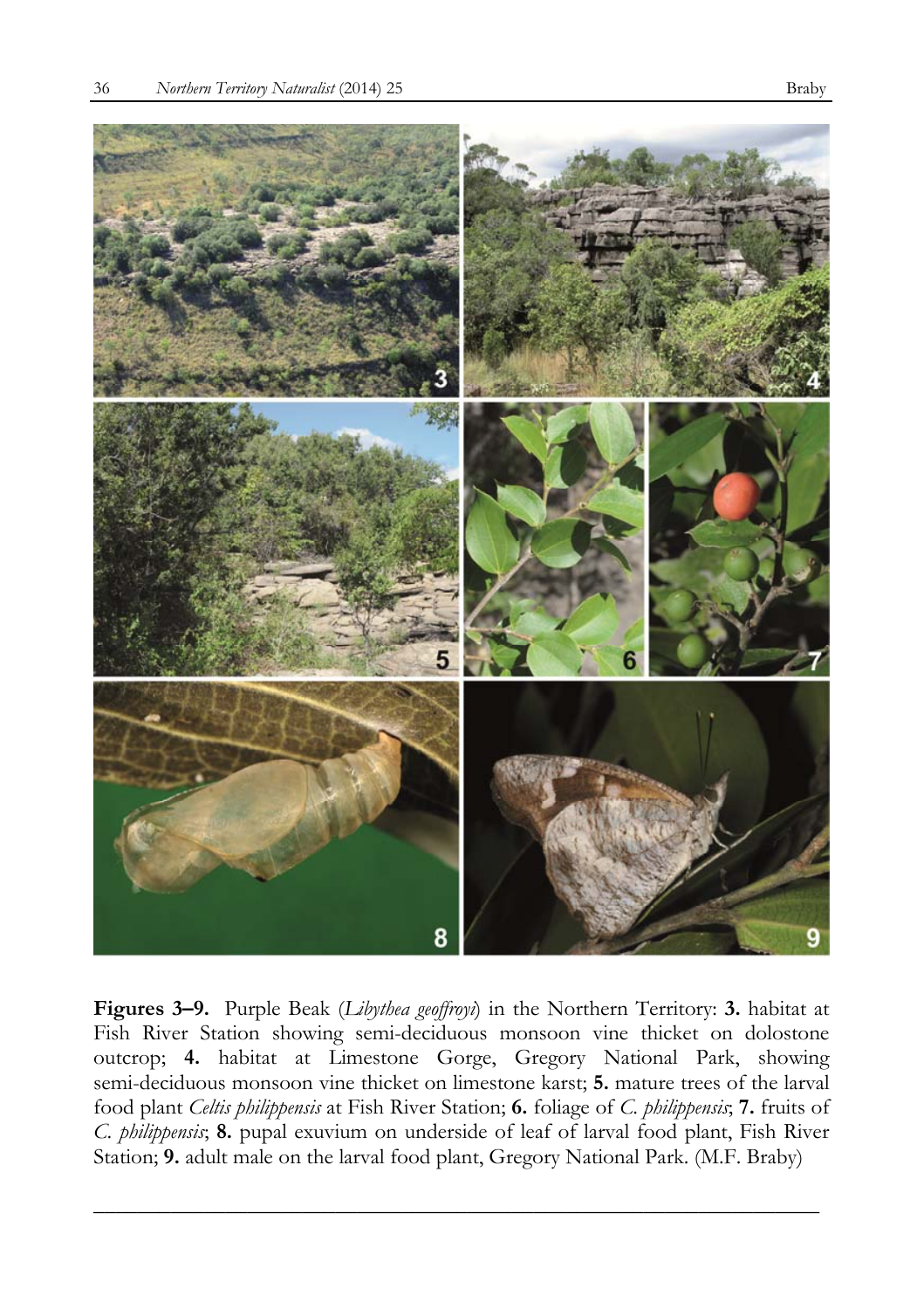**Figures 3–9.** Purple Beak (*Libythea geoffroyi*) in the Northern Territory: **3.** habitat at Fish River Station showing semi-deciduous monsoon vine thicket on dolostone outcrop; **4.** habitat at Limestone Gorge, Gregory National Park, showing semi-deciduous monsoon vine thicket on limestone karst; **5.** mature trees of the larval food plant *Celtis philippensis* at Fish River Station; **6.** foliage of *C. philippensis*; **7.** fruits of *C. philippensis*; **8.** pupal exuvium on underside of leaf of larval food plant, Fish River Station; **9.** adult male on the larval food plant, Gregory National Park. (M.F. Braby)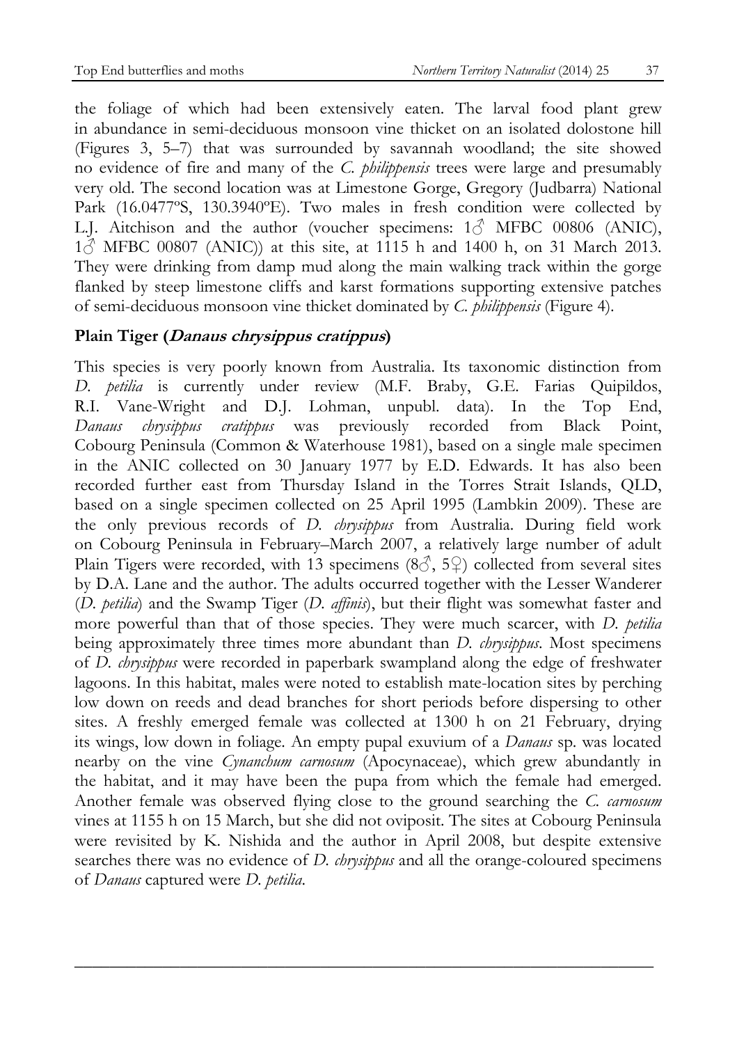the foliage of which had been extensively eaten. The larval food plant grew in abundance in semi-deciduous monsoon vine thicket on an isolated dolostone hill (Figures 3, 5–7) that was surrounded by savannah woodland; the site showed no evidence of fire and many of the *C. philippensis* trees were large and presumably very old. The second location was at Limestone Gorge, Gregory (Judbarra) National Park (16.0477ºS, 130.3940ºE). Two males in fresh condition were collected by L.J. Aitchison and the author (voucher specimens: 1♂ MFBC 00806 (ANIC), 1♂ MFBC 00807 (ANIC)) at this site, at 1115 h and 1400 h, on 31 March 2013. They were drinking from damp mud along the main walking track within the gorge flanked by steep limestone cliffs and karst formations supporting extensive patches of semi-deciduous monsoon vine thicket dominated by *C. philippensis* (Figure 4).

## Plain Tiger (*Danaus chrysippus cratippus*)

This species is very poorly known from Australia. Its taxonomic distinction from *D. petilia* is currently under review (M.F. Braby, G.E. Farias Quipildos, R.I. Vane-Wright and D.J. Lohman, unpubl. data). In the Top End, *Danaus chrysippus cratippus* was previously recorded from Black Point, Cobourg Peninsula (Common & Waterhouse 1981), based on a single male specimen in the ANIC collected on 30 January 1977 by E.D. Edwards. It has also been recorded further east from Thursday Island in the Torres Strait Islands, QLD, based on a single specimen collected on 25 April 1995 (Lambkin 2009). These are the only previous records of *D. chrysippus* from Australia. During field work on Cobourg Peninsula in February–March 2007, a relatively large number of adult Plain Tigers were recorded, with 13 specimens (8♂, 5♀) collected from several sites by D.A. Lane and the author. The adults occurred together with the Lesser Wanderer (*D. petilia*) and the Swamp Tiger (*D. affinis*), but their flight was somewhat faster and more powerful than that of those species. They were much scarcer, with *D. petilia* being approximately three times more abundant than *D. chrysippus*. Most specimens of *D. chrysippus* were recorded in paperbark swampland along the edge of freshwater lagoons. In this habitat, males were noted to establish mate-location sites by perching low down on reeds and dead branches for short periods before dispersing to other sites. A freshly emerged female was collected at 1300 h on 21 February, drying its wings, low down in foliage. An empty pupal exuvium of a *Danaus* sp. was located nearby on the vine *Cynanchum carnosum* (Apocynaceae), which grew abundantly in the habitat, and it may have been the pupa from which the female had emerged. Another female was observed flying close to the ground searching the *C. carnosum* vines at 1155 h on 15 March, but she did not oviposit. The sites at Cobourg Peninsula were revisited by K. Nishida and the author in April 2008, but despite extensive searches there was no evidence of *D. chrysippus* and all the orange-coloured specimens of *Danaus* captured were *D. petilia*.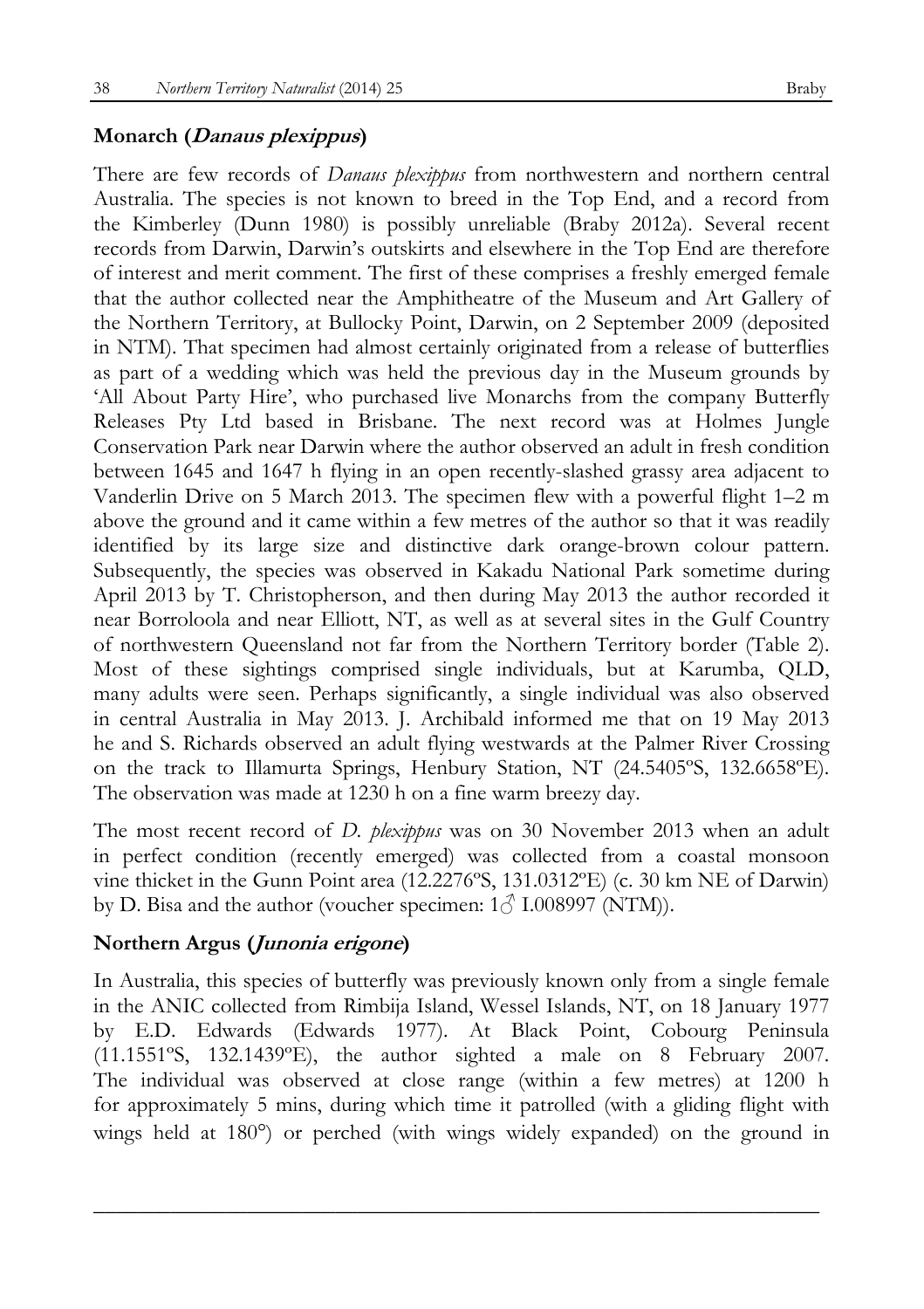## Monarch (*Danaus plexippus*)

There are few records of *Danaus plexippus* from northwestern and northern central Australia. The species is not known to breed in the Top End, and a record from the Kimberley (Dunn 1980) is possibly unreliable (Braby 2012a). Several recent records from Darwin, Darwin's outskirts and elsewhere in the Top End are therefore of interest and merit comment. The first of these comprises a freshly emerged female that the author collected near the Amphitheatre of the Museum and Art Gallery of the Northern Territory, at Bullocky Point, Darwin, on 2 September 2009 (deposited in NTM). That specimen had almost certainly originated from a release of butterflies as part of a wedding which was held the previous day in the Museum grounds by 'All About Party Hire', who purchased live Monarchs from the company Butterfly Releases Pty Ltd based in Brisbane. The next record was at Holmes Jungle Conservation Park near Darwin where the author observed an adult in fresh condition between 1645 and 1647 h flying in an open recently-slashed grassy area adjacent to Vanderlin Drive on 5 March 2013. The specimen flew with a powerful flight 1–2 m above the ground and it came within a few metres of the author so that it was readily identified by its large size and distinctive dark orange-brown colour pattern. Subsequently, the species was observed in Kakadu National Park sometime during April 2013 by T. Christopherson, and then during May 2013 the author recorded it near Borroloola and near Elliott, NT, as well as at several sites in the Gulf Country of northwestern Queensland not far from the Northern Territory border (Table 2). Most of these sightings comprised single individuals, but at Karumba, QLD, many adults were seen. Perhaps significantly, a single individual was also observed in central Australia in May 2013. J. Archibald informed me that on 19 May 2013 he and S. Richards observed an adult flying westwards at the Palmer River Crossing on the track to Illamurta Springs, Henbury Station, NT (24.5405ºS, 132.6658ºE). The observation was made at 1230 h on a fine warm breezy day.

The most recent record of *D. plexippus* was on 30 November 2013 when an adult in perfect condition (recently emerged) was collected from a coastal monsoon vine thicket in the Gunn Point area (12.2276ºS, 131.0312ºE) (c. 30 km NE of Darwin) by D. Bisa and the author (voucher specimen: 1♂ I.008997 (NTM)).

## Northern Argus (*Junonia erigone*)

In Australia, this species of butterfly was previously known only from a single female in the ANIC collected from Rimbija Island, Wessel Islands, NT, on 18 January 1977 by E.D. Edwards (Edwards 1977). At Black Point, Cobourg Peninsula (11.1551ºS, 132.1439ºE), the author sighted a male on 8 February 2007. The individual was observed at close range (within a few metres) at 1200 h for approximately 5 mins, during which time it patrolled (with a gliding flight with wings held at 180°) or perched (with wings widely expanded) on the ground in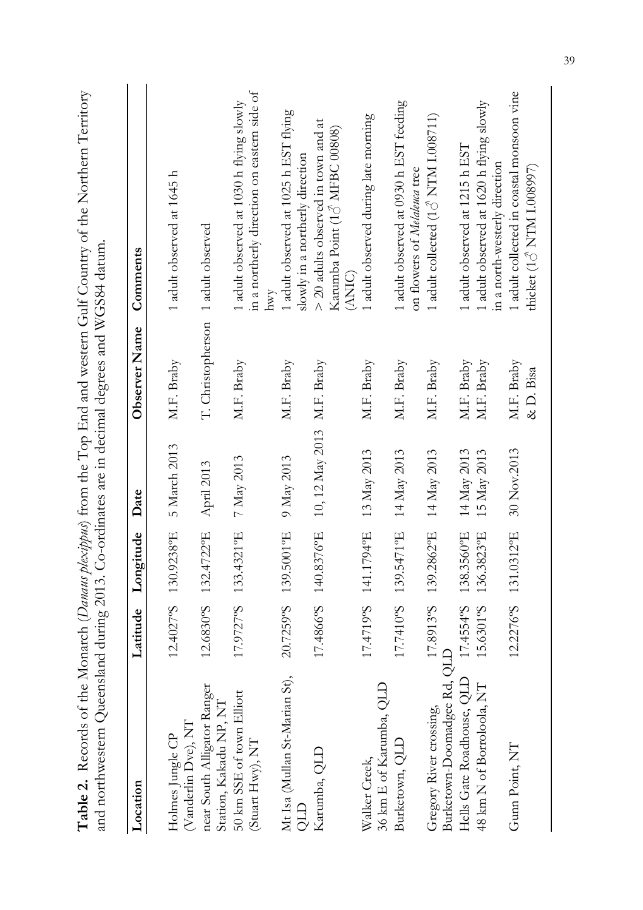**Table 2.** Records of the Monarch (*Danaus plexippus*) from the Top End and western Gulf Country of the Northern Territory and northwestern Queensland during 2013. Co-ordinates are in decimal degrees and WGS84 datum.

| Location | Latitude | Longitude | Date | Observer Name | Comments |
|---|---|---|---|---|---|
| Holmes Jungle CP (Vanderlin Dve), NT | 12.4027ºS | 130.9238ºE | 5 March 2013 | M.F. Braby | 1 adult observed at 1645 h |
| near South Alligator Ranger Station, Kakadu NP, NT | 12.6830ºS | 132.4722ºE | April 2013 | T. Christopherson | 1 adult observed |
| 50 km SSE of town Elliott (Stuart Hwy), NT | 17.9727ºS | 133.4321ºE | 7 May 2013 | M.F. Braby | 1 adult observed at 1030 h flying slowly in a northerly direction on eastern side of hwy |
| Mt Isa (Mullan St-Marian St), QLD | 20.7259ºS | 139.5001ºE | 9 May 2013 | M.F. Braby | 1 adult observed at 1025 h EST flying slowly in a northerly direction |
| Karumba, QLD | 17.4866ºS | 140.8376ºE | 10, 12 May 2013 | M.F. Braby | > 20 adults observed in town and at Karumba Point (1♂ MFBC 00808) (ANIC) |
| Walker Creek, 36 km E of Karumba, QLD | 17.4719ºS | 141.1794ºE | 13 May 2013 | M.F. Braby | 1 adult observed during late morning |
| Burketown, QLD | 17.7410ºS | 139.5471ºE | 14 May 2013 | M.F. Braby | 1 adult observed at 0930 h EST feeding on flowers of *Melaleuca* tree |
| Gregory River crossing, Burketown-Doomadgee Rd, QLD | 17.8913ºS | 139.2862ºE | 14 May 2013 | M.F. Braby | 1 adult collected (1♂ NTM I.008711) |
| Hells Gate Roadhouse, QLD | 17.4554ºS | 138.3560ºE | 14 May 2013 | M.F. Braby | 1 adult observed at 1215 h EST |
| 48 km N of Borroloola, NT | 15.6301ºS | 136.3823ºE | 15 May 2013 | M.F. Braby | 1 adult observed at 1620 h flying slowly in a north-westerly direction |
| Gunn Point, NT | 12.2276ºS | 131.0312ºE | 30 Nov.2013 | M.F. Braby & D. Bisa | 1 adult collected in coastal monsoon vine thicket (1♂ NTM I.008997) |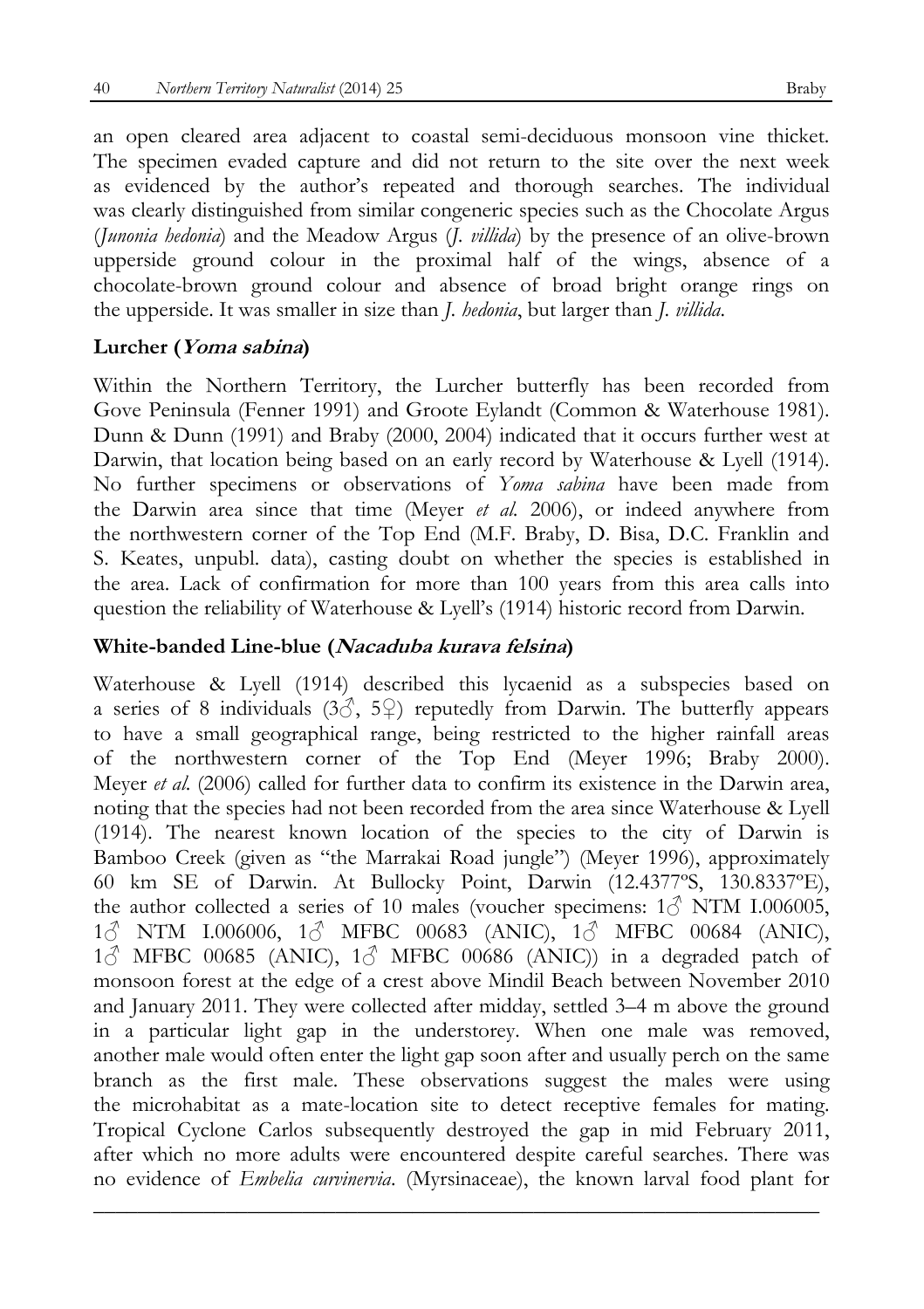an open cleared area adjacent to coastal semi-deciduous monsoon vine thicket. The specimen evaded capture and did not return to the site over the next week as evidenced by the author's repeated and thorough searches. The individual was clearly distinguished from similar congeneric species such as the Chocolate Argus (*Junonia hedonia*) and the Meadow Argus (*J. villida*) by the presence of an olive-brown upperside ground colour in the proximal half of the wings, absence of a chocolate-brown ground colour and absence of broad bright orange rings on the upperside. It was smaller in size than *J. hedonia*, but larger than *J. villida*.

## Lurcher (*Yoma sabina*)

Within the Northern Territory, the Lurcher butterfly has been recorded from Gove Peninsula (Fenner 1991) and Groote Eylandt (Common & Waterhouse 1981). Dunn & Dunn (1991) and Braby (2000, 2004) indicated that it occurs further west at Darwin, that location being based on an early record by Waterhouse & Lyell (1914). No further specimens or observations of *Yoma sabina* have been made from the Darwin area since that time (Meyer *et al.* 2006), or indeed anywhere from the northwestern corner of the Top End (M.F. Braby, D. Bisa, D.C. Franklin and S. Keates, unpubl. data), casting doubt on whether the species is established in the area. Lack of confirmation for more than 100 years from this area calls into question the reliability of Waterhouse & Lyell's (1914) historic record from Darwin.

## White-banded Line-blue (*Nacaduba kurava felsina*)

Waterhouse & Lyell (1914) described this lycaenid as a subspecies based on a series of 8 individuals (3♂, 5♀) reputedly from Darwin. The butterfly appears to have a small geographical range, being restricted to the higher rainfall areas of the northwestern corner of the Top End (Meyer 1996; Braby 2000). Meyer *et al.* (2006) called for further data to confirm its existence in the Darwin area, noting that the species had not been recorded from the area since Waterhouse & Lyell (1914). The nearest known location of the species to the city of Darwin is Bamboo Creek (given as "the Marrakai Road jungle") (Meyer 1996), approximately 60 km SE of Darwin. At Bullocky Point, Darwin (12.4377ºS, 130.8337ºE), the author collected a series of 10 males (voucher specimens: 1♂ NTM I.006005, 1♂ NTM I.006006, 1♂ MFBC 00683 (ANIC), 1♂ MFBC 00684 (ANIC), 1♂ MFBC 00685 (ANIC), 1♂ MFBC 00686 (ANIC)) in a degraded patch of monsoon forest at the edge of a crest above Mindil Beach between November 2010 and January 2011. They were collected after midday, settled 3–4 m above the ground in a particular light gap in the understorey. When one male was removed, another male would often enter the light gap soon after and usually perch on the same branch as the first male. These observations suggest the males were using the microhabitat as a mate-location site to detect receptive females for mating. Tropical Cyclone Carlos subsequently destroyed the gap in mid February 2011, after which no more adults were encountered despite careful searches. There was no evidence of *Embelia curvinervia*. (Myrsinaceae), the known larval food plant for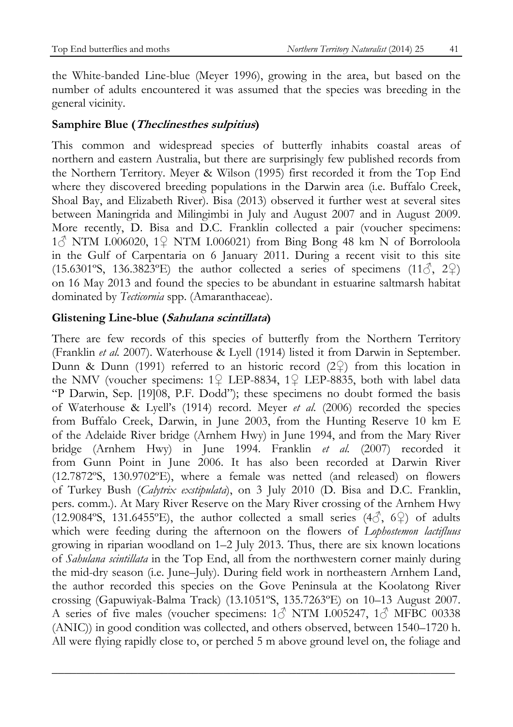the White-banded Line-blue (Meyer 1996), growing in the area, but based on the number of adults encountered it was assumed that the species was breeding in the general vicinity.

### Samphire Blue (*Theclinesthes sulpitius*)

This common and widespread species of butterfly inhabits coastal areas of northern and eastern Australia, but there are surprisingly few published records from the Northern Territory. Meyer & Wilson (1995) first recorded it from the Top End where they discovered breeding populations in the Darwin area (i.e. Buffalo Creek, Shoal Bay, and Elizabeth River). Bisa (2013) observed it further west at several sites between Maningrida and Milingimbi in July and August 2007 and in August 2009. More recently, D. Bisa and D.C. Franklin collected a pair (voucher specimens: 1♂ NTM I.006020, 1♀ NTM I.006021) from Bing Bong 48 km N of Borroloola in the Gulf of Carpentaria on 6 January 2011. During a recent visit to this site (15.6301ºS, 136.3823ºE) the author collected a series of specimens (11♂, 2♀) on 16 May 2013 and found the species to be abundant in estuarine saltmarsh habitat dominated by *Tecticornia* spp. (Amaranthaceae).

### Glistening Line-blue (*Sahulana scintillata*)

There are few records of this species of butterfly from the Northern Territory (Franklin *et al.* 2007). Waterhouse & Lyell (1914) listed it from Darwin in September. Dunn & Dunn (1991) referred to an historic record (2♀) from this location in the NMV (voucher specimens: 1♀ LEP-8834, 1♀ LEP-8835, both with label data "P Darwin, Sep. [19]08, P.F. Dodd"); these specimens no doubt formed the basis of Waterhouse & Lyell's (1914) record. Meyer *et al.* (2006) recorded the species from Buffalo Creek, Darwin, in June 2003, from the Hunting Reserve 10 km E of the Adelaide River bridge (Arnhem Hwy) in June 1994, and from the Mary River bridge (Arnhem Hwy) in June 1994. Franklin *et al.* (2007) recorded it from Gunn Point in June 2006. It has also been recorded at Darwin River (12.7872ºS, 130.9702ºE), where a female was netted (and released) on flowers of Turkey Bush (*Calytrix exstipulata*), on 3 July 2010 (D. Bisa and D.C. Franklin, pers. comm.). At Mary River Reserve on the Mary River crossing of the Arnhem Hwy (12.9084ºS, 131.6455ºE), the author collected a small series (4♂, 6♀) of adults which were feeding during the afternoon on the flowers of *Lophostemon lactifluus* growing in riparian woodland on 1–2 July 2013. Thus, there are six known locations of *Sahulana scintillata* in the Top End, all from the northwestern corner mainly during the mid-dry season (i.e. June–July). During field work in northeastern Arnhem Land, the author recorded this species on the Gove Peninsula at the Koolatong River crossing (Gapuwiyak-Balma Track) (13.1051ºS, 135.7263ºE) on 10–13 August 2007. A series of five males (voucher specimens: 1♂ NTM I.005247, 1♂ MFBC 00338 (ANIC)) in good condition was collected, and others observed, between 1540–1720 h. All were flying rapidly close to, or perched 5 m above ground level on, the foliage and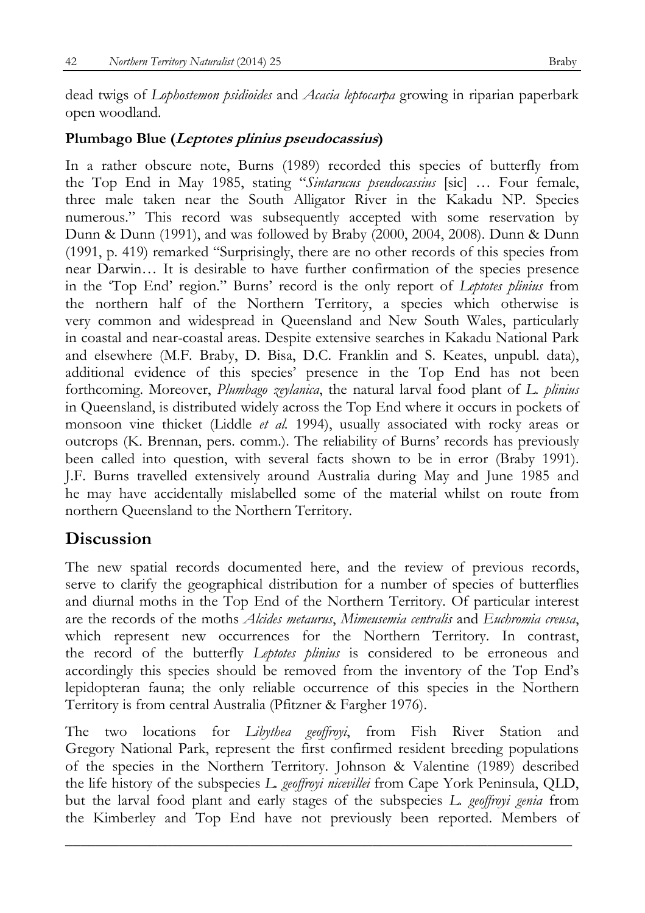dead twigs of *Lophostemon psidioides* and *Acacia leptocarpa* growing in riparian paperbark open woodland.

### Plumbago Blue (*Leptotes plinius pseudocassius*)

In a rather obscure note, Burns (1989) recorded this species of butterfly from the Top End in May 1985, stating "*Sintarucus pseudocassius* [sic] … Four female, three male taken near the South Alligator River in the Kakadu NP. Species numerous." This record was subsequently accepted with some reservation by Dunn & Dunn (1991), and was followed by Braby (2000, 2004, 2008). Dunn & Dunn (1991, p. 419) remarked "Surprisingly, there are no other records of this species from near Darwin… It is desirable to have further confirmation of the species presence in the 'Top End' region." Burns' record is the only report of *Leptotes plinius* from the northern half of the Northern Territory, a species which otherwise is very common and widespread in Queensland and New South Wales, particularly in coastal and near-coastal areas. Despite extensive searches in Kakadu National Park and elsewhere (M.F. Braby, D. Bisa, D.C. Franklin and S. Keates, unpubl. data), additional evidence of this species' presence in the Top End has not been forthcoming. Moreover, *Plumbago zeylanica*, the natural larval food plant of *L. plinius* in Queensland, is distributed widely across the Top End where it occurs in pockets of monsoon vine thicket (Liddle *et al.* 1994), usually associated with rocky areas or outcrops (K. Brennan, pers. comm.). The reliability of Burns' records has previously been called into question, with several facts shown to be in error (Braby 1991). J.F. Burns travelled extensively around Australia during May and June 1985 and he may have accidentally mislabelled some of the material whilst on route from northern Queensland to the Northern Territory.

## Discussion

The new spatial records documented here, and the review of previous records, serve to clarify the geographical distribution for a number of species of butterflies and diurnal moths in the Top End of the Northern Territory. Of particular interest are the records of the moths *Alcides metaurus*, *Mimeusemia centralis* and *Euchromia creusa*, which represent new occurrences for the Northern Territory. In contrast, the record of the butterfly *Leptotes plinius* is considered to be erroneous and accordingly this species should be removed from the inventory of the Top End's lepidopteran fauna; the only reliable occurrence of this species in the Northern Territory is from central Australia (Pfitzner & Fargher 1976).

The two locations for *Libythea geoffroyi*, from Fish River Station and Gregory National Park, represent the first confirmed resident breeding populations of the species in the Northern Territory. Johnson & Valentine (1989) described the life history of the subspecies *L. geoffroyi nicevillei* from Cape York Peninsula, QLD, but the larval food plant and early stages of the subspecies *L. geoffroyi genia* from the Kimberley and Top End have not previously been reported. Members of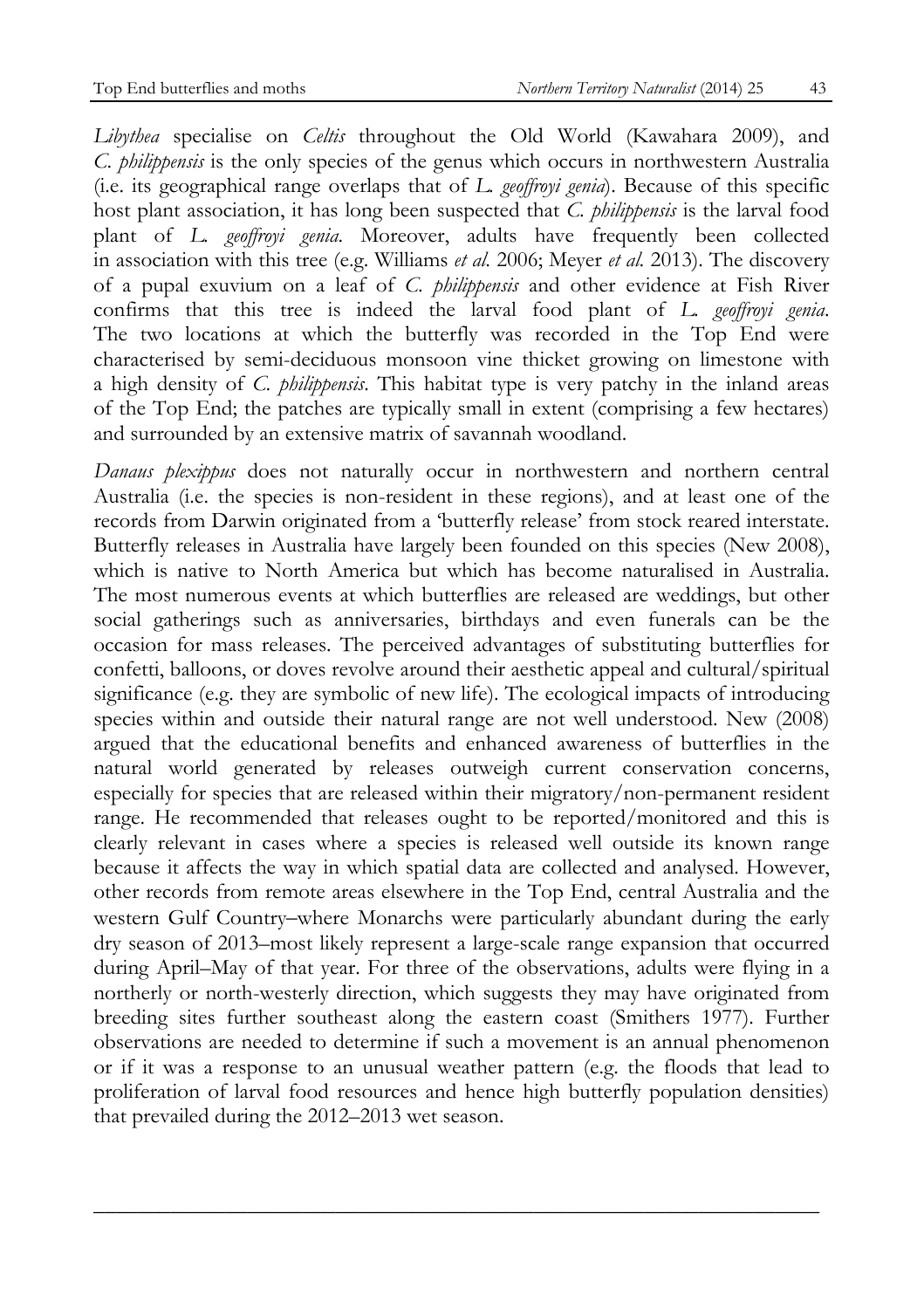*Libythea* specialise on *Celtis* throughout the Old World (Kawahara 2009), and *C. philippensis* is the only species of the genus which occurs in northwestern Australia (i.e. its geographical range overlaps that of *L. geoffroyi genia*). Because of this specific host plant association, it has long been suspected that *C. philippensis* is the larval food plant of *L. geoffroyi genia*. Moreover, adults have frequently been collected in association with this tree (e.g. Williams *et al.* 2006; Meyer *et al.* 2013). The discovery of a pupal exuvium on a leaf of *C. philippensis* and other evidence at Fish River confirms that this tree is indeed the larval food plant of *L. geoffroyi genia*. The two locations at which the butterfly was recorded in the Top End were characterised by semi-deciduous monsoon vine thicket growing on limestone with a high density of *C. philippensis*. This habitat type is very patchy in the inland areas of the Top End; the patches are typically small in extent (comprising a few hectares) and surrounded by an extensive matrix of savannah woodland.

*Danaus plexippus* does not naturally occur in northwestern and northern central Australia (i.e. the species is non-resident in these regions), and at least one of the records from Darwin originated from a 'butterfly release' from stock reared interstate. Butterfly releases in Australia have largely been founded on this species (New 2008), which is native to North America but which has become naturalised in Australia. The most numerous events at which butterflies are released are weddings, but other social gatherings such as anniversaries, birthdays and even funerals can be the occasion for mass releases. The perceived advantages of substituting butterflies for confetti, balloons, or doves revolve around their aesthetic appeal and cultural/spiritual significance (e.g. they are symbolic of new life). The ecological impacts of introducing species within and outside their natural range are not well understood. New (2008) argued that the educational benefits and enhanced awareness of butterflies in the natural world generated by releases outweigh current conservation concerns, especially for species that are released within their migratory/non-permanent resident range. He recommended that releases ought to be reported/monitored and this is clearly relevant in cases where a species is released well outside its known range because it affects the way in which spatial data are collected and analysed. However, other records from remote areas elsewhere in the Top End, central Australia and the western Gulf Country–where Monarchs were particularly abundant during the early dry season of 2013–most likely represent a large-scale range expansion that occurred during April–May of that year. For three of the observations, adults were flying in a northerly or north-westerly direction, which suggests they may have originated from breeding sites further southeast along the eastern coast (Smithers 1977). Further observations are needed to determine if such a movement is an annual phenomenon or if it was a response to an unusual weather pattern (e.g. the floods that lead to proliferation of larval food resources and hence high butterfly population densities) that prevailed during the 2012–2013 wet season.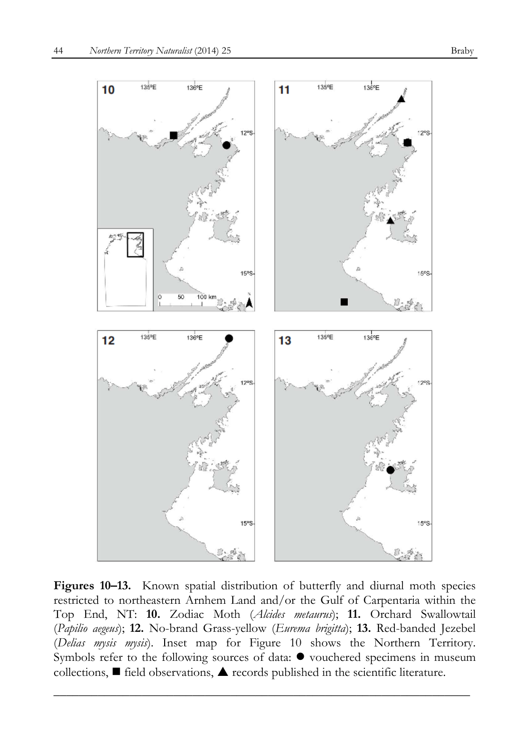**Figures 10–13.** Known spatial distribution of butterfly and diurnal moth species restricted to northeastern Arnhem Land and/or the Gulf of Carpentaria within the Top End, NT: **10.** Zodiac Moth (*Alcides metaurus*); **11.** Orchard Swallowtail (*Papilio aegeus*); **12.** No-brand Grass-yellow (*Eurema brigitta*); **13.** Red-banded Jezebel (*Delias mysis mysis*). Inset map for Figure 10 shows the Northern Territory. Symbols refer to the following sources of data: ● vouchered specimens in museum collections, ■ field observations, ▲ records published in the scientific literature.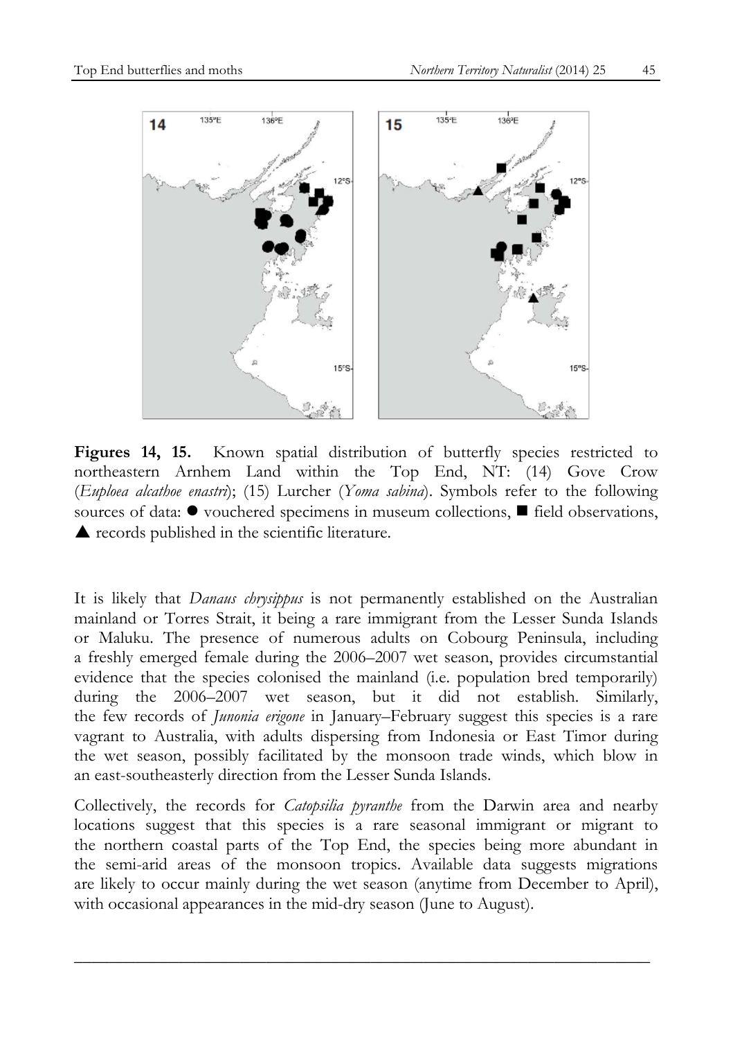**Figures 14, 15.** Known spatial distribution of butterfly species restricted to northeastern Arnhem Land within the Top End, NT: (14) Gove Crow (*Euploea alcathoe enastri*); (15) Lurcher (*Yoma sabina*). Symbols refer to the following sources of data: ● vouchered specimens in museum collections, ■ field observations, ▲ records published in the scientific literature.

It is likely that *Danaus chrysippus* is not permanently established on the Australian mainland or Torres Strait, it being a rare immigrant from the Lesser Sunda Islands or Maluku. The presence of numerous adults on Cobourg Peninsula, including a freshly emerged female during the 2006–2007 wet season, provides circumstantial evidence that the species colonised the mainland (i.e. population bred temporarily) during the 2006–2007 wet season, but it did not establish. Similarly, the few records of *Junonia erigone* in January–February suggest this species is a rare vagrant to Australia, with adults dispersing from Indonesia or East Timor during the wet season, possibly facilitated by the monsoon trade winds, which blow in an east-southeasterly direction from the Lesser Sunda Islands.

Collectively, the records for *Catopsilia pyranthe* from the Darwin area and nearby locations suggest that this species is a rare seasonal immigrant or migrant to the northern coastal parts of the Top End, the species being more abundant in the semi-arid areas of the monsoon tropics. Available data suggests migrations are likely to occur mainly during the wet season (anytime from December to April), with occasional appearances in the mid-dry season (June to August).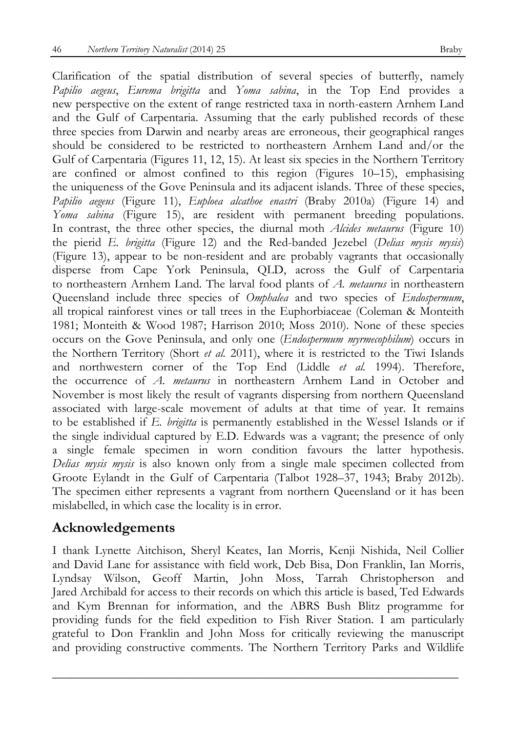Clarification of the spatial distribution of several species of butterfly, namely *Papilio aegeus*, *Eurema brigitta* and *Yoma sabina*, in the Top End provides a new perspective on the extent of range restricted taxa in north-eastern Arnhem Land and the Gulf of Carpentaria. Assuming that the early published records of these three species from Darwin and nearby areas are erroneous, their geographical ranges should be considered to be restricted to northeastern Arnhem Land and/or the Gulf of Carpentaria (Figures 11, 12, 15). At least six species in the Northern Territory are confined or almost confined to this region (Figures 10–15), emphasising the uniqueness of the Gove Peninsula and its adjacent islands. Three of these species, *Papilio aegeus* (Figure 11), *Euploea alcathoe enastri* (Braby 2010a) (Figure 14) and *Yoma sabina* (Figure 15), are resident with permanent breeding populations. In contrast, the three other species, the diurnal moth *Alcides metaurus* (Figure 10) the pierid *E. brigitta* (Figure 12) and the Red-banded Jezebel (*Delias mysis mysis*) (Figure 13), appear to be non-resident and are probably vagrants that occasionally disperse from Cape York Peninsula, QLD, across the Gulf of Carpentaria to northeastern Arnhem Land. The larval food plants of *A. metaurus* in northeastern Queensland include three species of *Omphalea* and two species of *Endospermum*, all tropical rainforest vines or tall trees in the Euphorbiaceae (Coleman & Monteith 1981; Monteith & Wood 1987; Harrison 2010; Moss 2010). None of these species occurs on the Gove Peninsula, and only one (*Endospermum myrmecophilum*) occurs in the Northern Territory (Short *et al.* 2011), where it is restricted to the Tiwi Islands and northwestern corner of the Top End (Liddle *et al.* 1994). Therefore, the occurrence of *A. metaurus* in northeastern Arnhem Land in October and November is most likely the result of vagrants dispersing from northern Queensland associated with large-scale movement of adults at that time of year. It remains to be established if *E. brigitta* is permanently established in the Wessel Islands or if the single individual captured by E.D. Edwards was a vagrant; the presence of only a single female specimen in worn condition favours the latter hypothesis. *Delias mysis mysis* is also known only from a single male specimen collected from Groote Eylandt in the Gulf of Carpentaria (Talbot 1928–37, 1943; Braby 2012b). The specimen either represents a vagrant from northern Queensland or it has been mislabelled, in which case the locality is in error.

## Acknowledgements

I thank Lynette Aitchison, Sheryl Keates, Ian Morris, Kenji Nishida, Neil Collier and David Lane for assistance with field work, Deb Bisa, Don Franklin, Ian Morris, Lyndsay Wilson, Geoff Martin, John Moss, Tarrah Christopherson and Jared Archibald for access to their records on which this article is based, Ted Edwards and Kym Brennan for information, and the ABRS Bush Blitz programme for providing funds for the field expedition to Fish River Station. I am particularly grateful to Don Franklin and John Moss for critically reviewing the manuscript and providing constructive comments. The Northern Territory Parks and Wildlife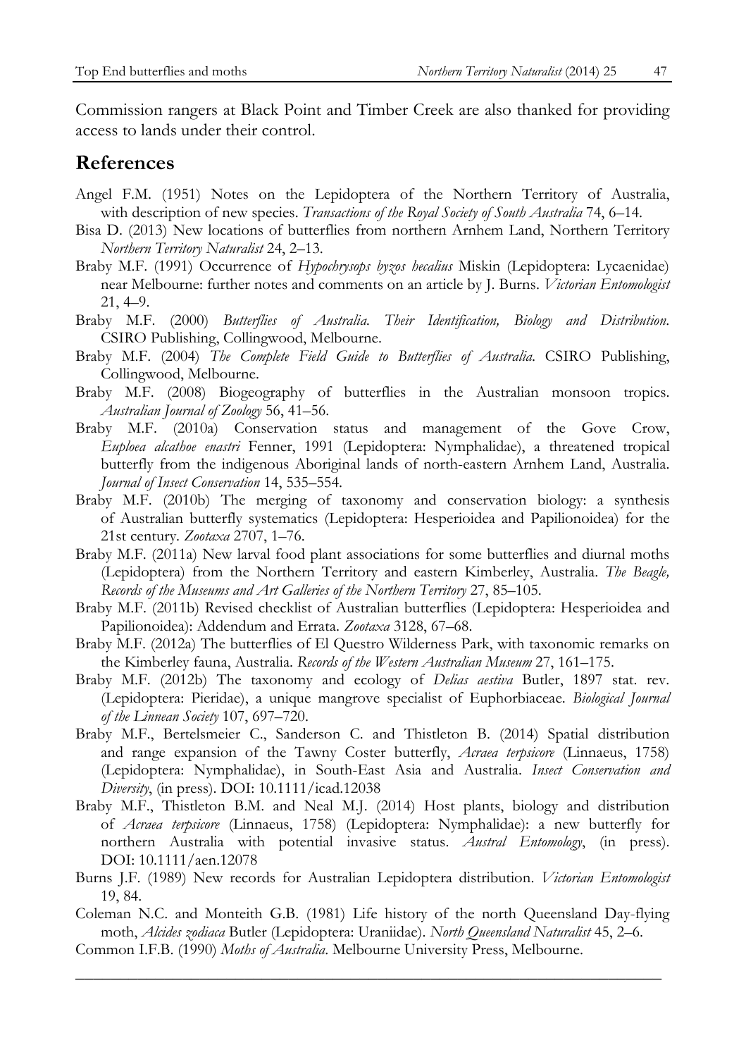Commission rangers at Black Point and Timber Creek are also thanked for providing access to lands under their control.

## References

Angel F.M. (1951) Notes on the Lepidoptera of the Northern Territory of Australia, with description of new species. *Transactions of the Royal Society of South Australia* 74, 6–14.

Bisa D. (2013) New locations of butterflies from northern Arnhem Land, Northern Territory *Northern Territory Naturalist* 24, 2–13.

Braby M.F. (1991) Occurrence of *Hypochrysops byzos hecalius* Miskin (Lepidoptera: Lycaenidae) near Melbourne: further notes and comments on an article by J. Burns. *Victorian Entomologist* 21, 4–9.

Braby M.F. (2000) *Butterflies of Australia. Their Identification, Biology and Distribution.* CSIRO Publishing, Collingwood, Melbourne.

Braby M.F. (2004) *The Complete Field Guide to Butterflies of Australia.* CSIRO Publishing, Collingwood, Melbourne.

Braby M.F. (2008) Biogeography of butterflies in the Australian monsoon tropics. *Australian Journal of Zoology* 56, 41–56.

Braby M.F. (2010a) Conservation status and management of the Gove Crow, *Euploea alcathoe enastri* Fenner, 1991 (Lepidoptera: Nymphalidae), a threatened tropical butterfly from the indigenous Aboriginal lands of north-eastern Arnhem Land, Australia. *Journal of Insect Conservation* 14, 535–554.

Braby M.F. (2010b) The merging of taxonomy and conservation biology: a synthesis of Australian butterfly systematics (Lepidoptera: Hesperioidea and Papilionoidea) for the 21st century. *Zootaxa* 2707, 1–76.

Braby M.F. (2011a) New larval food plant associations for some butterflies and diurnal moths (Lepidoptera) from the Northern Territory and eastern Kimberley, Australia. *The Beagle, Records of the Museums and Art Galleries of the Northern Territory* 27, 85–105.

Braby M.F. (2011b) Revised checklist of Australian butterflies (Lepidoptera: Hesperioidea and Papilionoidea): Addendum and Errata. *Zootaxa* 3128, 67–68.

Braby M.F. (2012a) The butterflies of El Questro Wilderness Park, with taxonomic remarks on the Kimberley fauna, Australia. *Records of the Western Australian Museum* 27, 161–175.

Braby M.F. (2012b) The taxonomy and ecology of *Delias aestiva* Butler, 1897 stat. rev. (Lepidoptera: Pieridae), a unique mangrove specialist of Euphorbiaceae. *Biological Journal of the Linnean Society* 107, 697–720.

Braby M.F., Bertelsmeier C., Sanderson C. and Thistleton B. (2014) Spatial distribution and range expansion of the Tawny Coster butterfly, *Acraea terpsicore* (Linnaeus, 1758) (Lepidoptera: Nymphalidae), in South-East Asia and Australia. *Insect Conservation and Diversity*, (in press). DOI: 10.1111/icad.12038

Braby M.F., Thistleton B.M. and Neal M.J. (2014) Host plants, biology and distribution of *Acraea terpsicore* (Linnaeus, 1758) (Lepidoptera: Nymphalidae): a new butterfly for northern Australia with potential invasive status. *Austral Entomology*, (in press). DOI: 10.1111/aen.12078

Burns J.F. (1989) New records for Australian Lepidoptera distribution. *Victorian Entomologist* 19, 84.

Coleman N.C. and Monteith G.B. (1981) Life history of the north Queensland Day-flying moth, *Alcides zodiaca* Butler (Lepidoptera: Uraniidae). *North Queensland Naturalist* 45, 2–6.

Common I.F.B. (1990) *Moths of Australia.* Melbourne University Press, Melbourne.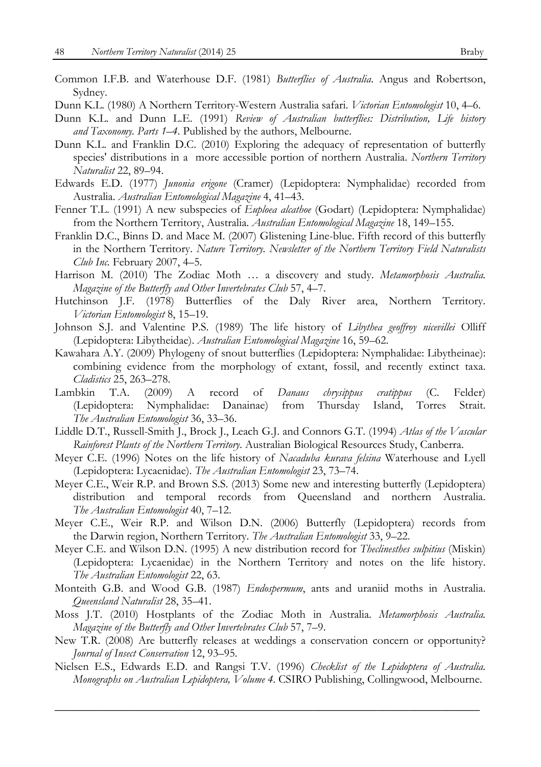Common I.F.B. and Waterhouse D.F. (1981) *Butterflies of Australia*. Angus and Robertson, Sydney.

Dunn K.L. (1980) A Northern Territory-Western Australia safari. *Victorian Entomologist* 10, 4–6.

Dunn K.L. and Dunn L.E. (1991) *Review of Australian butterflies: Distribution, Life history and Taxonomy. Parts 1–4*. Published by the authors, Melbourne.

Dunn K.L. and Franklin D.C. (2010) Exploring the adequacy of representation of butterfly species' distributions in a more accessible portion of northern Australia. *Northern Territory Naturalist* 22, 89–94.

Edwards E.D. (1977) *Junonia erigone* (Cramer) (Lepidoptera: Nymphalidae) recorded from Australia. *Australian Entomological Magazine* 4, 41–43.

Fenner T.L. (1991) A new subspecies of *Euploea alcathoe* (Godart) (Lepidoptera: Nymphalidae) from the Northern Territory, Australia. *Australian Entomological Magazine* 18, 149–155.

Franklin D.C., Binns D. and Mace M. (2007) Glistening Line-blue. Fifth record of this butterfly in the Northern Territory. *Nature Territory. Newsletter of the Northern Territory Field Naturalists Club Inc.* February 2007, 4–5.

Harrison M. (2010) The Zodiac Moth … a discovery and study. *Metamorphosis Australia. Magazine of the Butterfly and Other Invertebrates Club* 57, 4–7.

Hutchinson J.F. (1978) Butterflies of the Daly River area, Northern Territory. *Victorian Entomologist* 8, 15–19.

Johnson S.J. and Valentine P.S. (1989) The life history of *Libythea geoffroy nicevillei* Olliff (Lepidoptera: Libytheidae). *Australian Entomological Magazine* 16, 59–62.

Kawahara A.Y. (2009) Phylogeny of snout butterflies (Lepidoptera: Nymphalidae: Libytheinae): combining evidence from the morphology of extant, fossil, and recently extinct taxa. *Cladistics* 25, 263–278.

Lambkin T.A. (2009) A record of *Danaus chrysippus cratippus* (C. Felder) (Lepidoptera: Nymphalidae: Danainae) from Thursday Island, Torres Strait. *The Australian Entomologist* 36, 33–36.

Liddle D.T., Russell-Smith J., Brock J., Leach G.J. and Connors G.T. (1994) *Atlas of the Vascular Rainforest Plants of the Northern Territory*. Australian Biological Resources Study, Canberra.

Meyer C.E. (1996) Notes on the life history of *Nacaduba kurava felsina* Waterhouse and Lyell (Lepidoptera: Lycaenidae). *The Australian Entomologist* 23, 73–74.

Meyer C.E., Weir R.P. and Brown S.S. (2013) Some new and interesting butterfly (Lepidoptera) distribution and temporal records from Queensland and northern Australia. *The Australian Entomologist* 40, 7–12.

Meyer C.E., Weir R.P. and Wilson D.N. (2006) Butterfly (Lepidoptera) records from the Darwin region, Northern Territory. *The Australian Entomologist* 33, 9–22.

Meyer C.E. and Wilson D.N. (1995) A new distribution record for *Theclinesthes sulpitius* (Miskin) (Lepidoptera: Lycaenidae) in the Northern Territory and notes on the life history. *The Australian Entomologist* 22, 63.

Monteith G.B. and Wood G.B. (1987) *Endospermum*, ants and uraniid moths in Australia. *Queensland Naturalist* 28, 35–41.

Moss J.T. (2010) Hostplants of the Zodiac Moth in Australia. *Metamorphosis Australia. Magazine of the Butterfly and Other Invertebrates Club* 57, 7–9.

New T.R. (2008) Are butterfly releases at weddings a conservation concern or opportunity? *Journal of Insect Conservation* 12, 93–95.

Nielsen E.S., Edwards E.D. and Rangsi T.V. (1996) *Checklist of the Lepidoptera of Australia. Monographs on Australian Lepidoptera, Volume 4*. CSIRO Publishing, Collingwood, Melbourne.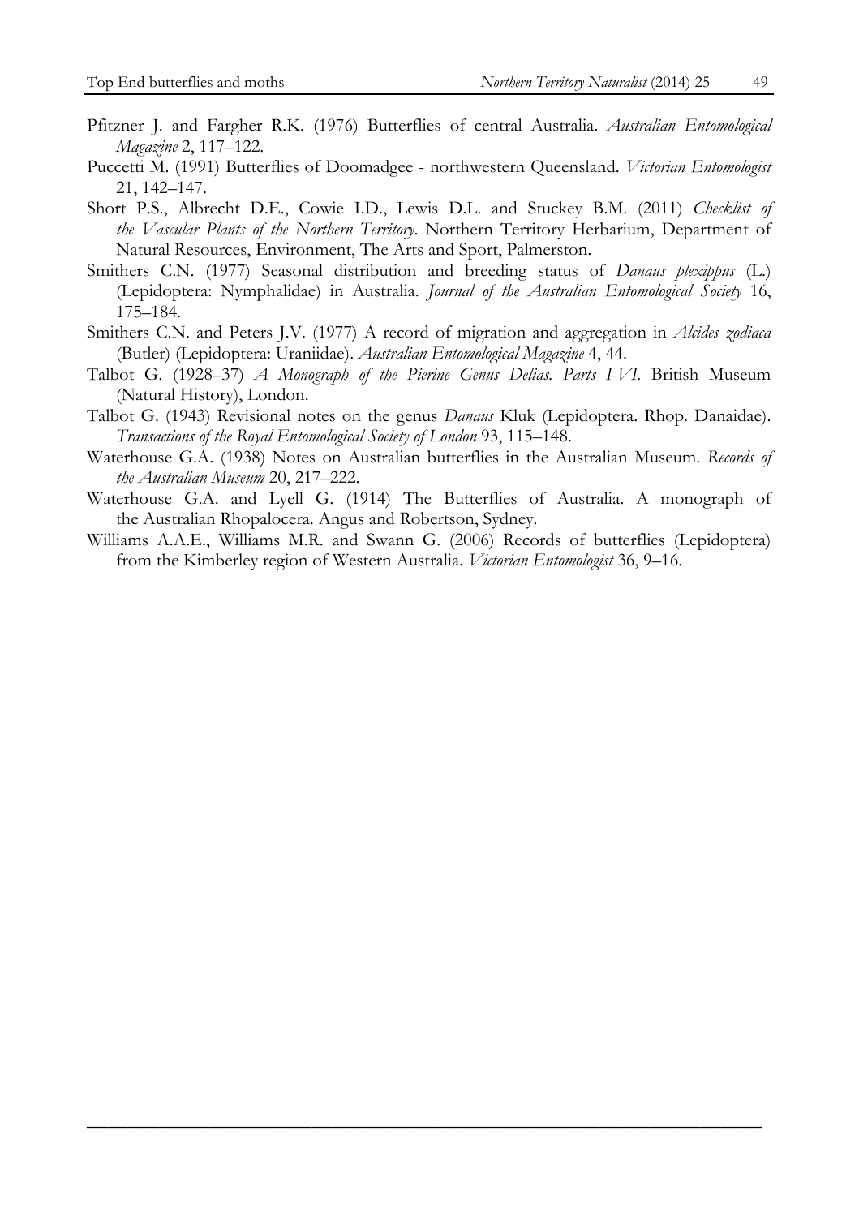Pfitzner J. and Fargher R.K. (1976) Butterflies of central Australia. *Australian Entomological Magazine* 2, 117–122.

Puccetti M. (1991) Butterflies of Doomadgee - northwestern Queensland. *Victorian Entomologist* 21, 142–147.

Short P.S., Albrecht D.E., Cowie I.D., Lewis D.L. and Stuckey B.M. (2011) *Checklist of the Vascular Plants of the Northern Territory*. Northern Territory Herbarium, Department of Natural Resources, Environment, The Arts and Sport, Palmerston.

Smithers C.N. (1977) Seasonal distribution and breeding status of *Danaus plexippus* (L.) (Lepidoptera: Nymphalidae) in Australia. *Journal of the Australian Entomological Society* 16, 175–184.

Smithers C.N. and Peters J.V. (1977) A record of migration and aggregation in *Alcides zodiaca* (Butler) (Lepidoptera: Uraniidae). *Australian Entomological Magazine* 4, 44.

Talbot G. (1928–37) *A Monograph of the Pierine Genus Delias. Parts I-VI*. British Museum (Natural History), London.

Talbot G. (1943) Revisional notes on the genus *Danaus* Kluk (Lepidoptera. Rhop. Danaidae). *Transactions of the Royal Entomological Society of London* 93, 115–148.

Waterhouse G.A. (1938) Notes on Australian butterflies in the Australian Museum. *Records of the Australian Museum* 20, 217–222.

Waterhouse G.A. and Lyell G. (1914) The Butterflies of Australia. A monograph of the Australian Rhopalocera. Angus and Robertson, Sydney.

Williams A.A.E., Williams M.R. and Swann G. (2006) Records of butterflies (Lepidoptera) from the Kimberley region of Western Australia. *Victorian Entomologist* 36, 9–16.